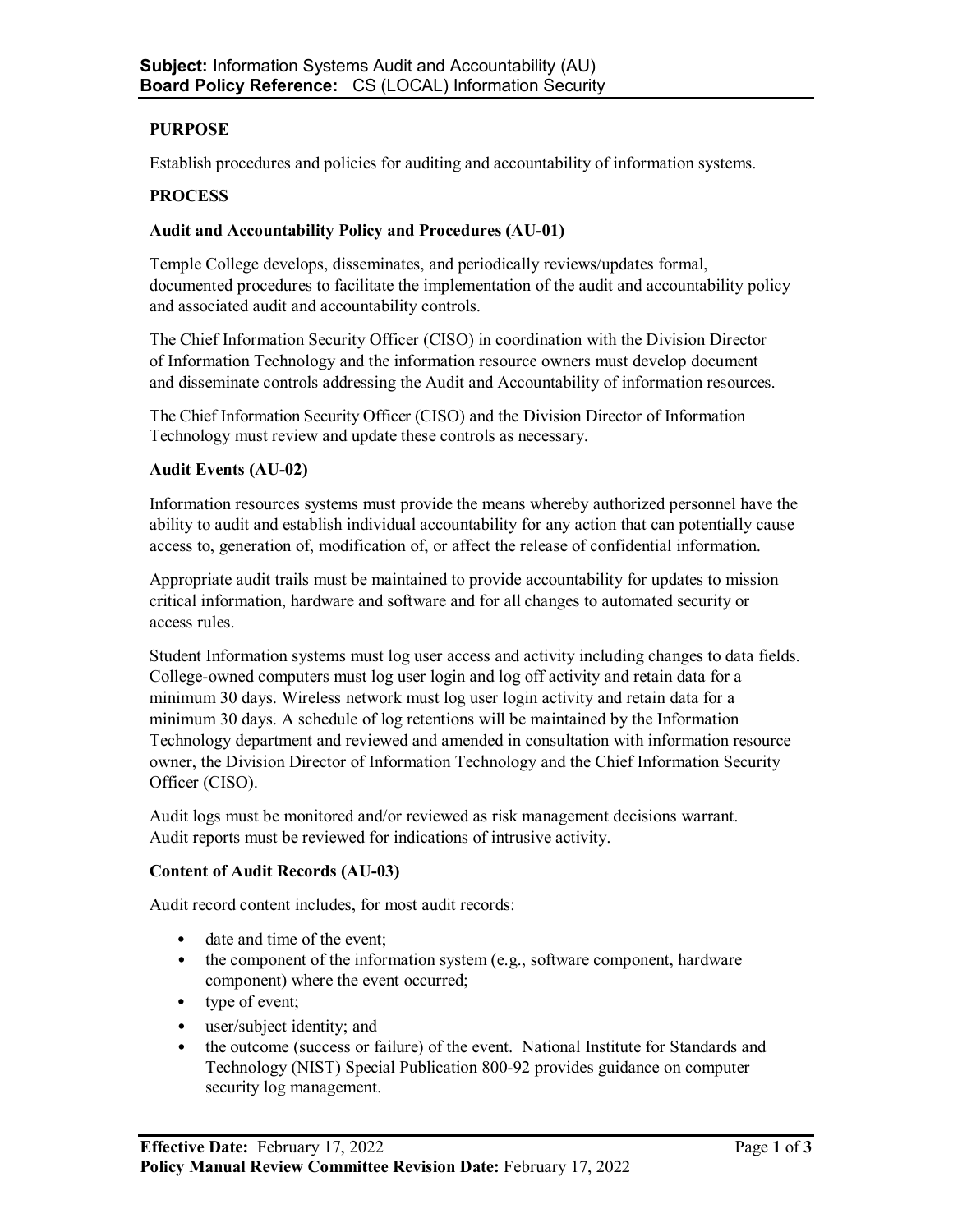**Subject:** Information Systems Audit and Accountability (AU)
**Board Policy Reference:** CS (LOCAL) Information Security

## PURPOSE

Establish procedures and policies for auditing and accountability of information systems.

## PROCESS

### Audit and Accountability Policy and Procedures (AU-01)

Temple College develops, disseminates, and periodically reviews/updates formal, documented procedures to facilitate the implementation of the audit and accountability policy and associated audit and accountability controls.

The Chief Information Security Officer (CISO) in coordination with the Division Director of Information Technology and the information resource owners must develop document and disseminate controls addressing the Audit and Accountability of information resources.

The Chief Information Security Officer (CISO) and the Division Director of Information Technology must review and update these controls as necessary.

### Audit Events (AU-02)

Information resources systems must provide the means whereby authorized personnel have the ability to audit and establish individual accountability for any action that can potentially cause access to, generation of, modification of, or affect the release of confidential information.

Appropriate audit trails must be maintained to provide accountability for updates to mission critical information, hardware and software and for all changes to automated security or access rules.

Student Information systems must log user access and activity including changes to data fields. College-owned computers must log user login and log off activity and retain data for a minimum 30 days. Wireless network must log user login activity and retain data for a minimum 30 days. A schedule of log retentions will be maintained by the Information Technology department and reviewed and amended in consultation with information resource owner, the Division Director of Information Technology and the Chief Information Security Officer (CISO).

Audit logs must be monitored and/or reviewed as risk management decisions warrant. Audit reports must be reviewed for indications of intrusive activity.

### Content of Audit Records (AU-03)

Audit record content includes, for most audit records:

- date and time of the event;
- the component of the information system (e.g., software component, hardware component) where the event occurred;
- type of event;
- user/subject identity; and
- the outcome (success or failure) of the event. National Institute for Standards and Technology (NIST) Special Publication 800-92 provides guidance on computer security log management.

**Effective Date:** February 17, 2022
**Policy Manual Review Committee Revision Date:** February 17, 2022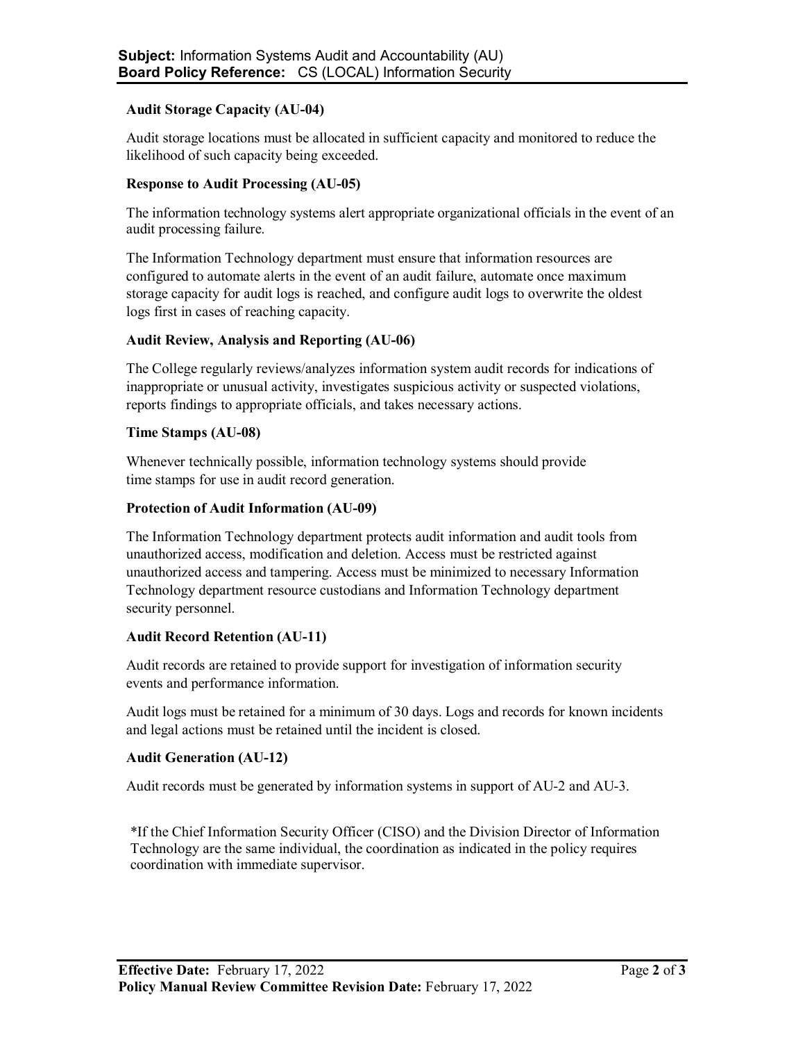### Audit Storage Capacity (AU-04)

Audit storage locations must be allocated in sufficient capacity and monitored to reduce the likelihood of such capacity being exceeded.

### Response to Audit Processing (AU-05)

The information technology systems alert appropriate organizational officials in the event of an audit processing failure.

The Information Technology department must ensure that information resources are configured to automate alerts in the event of an audit failure, automate once maximum storage capacity for audit logs is reached, and configure audit logs to overwrite the oldest logs first in cases of reaching capacity.

### Audit Review, Analysis and Reporting (AU-06)

The College regularly reviews/analyzes information system audit records for indications of inappropriate or unusual activity, investigates suspicious activity or suspected violations, reports findings to appropriate officials, and takes necessary actions.

### Time Stamps (AU-08)

Whenever technically possible, information technology systems should provide time stamps for use in audit record generation.

### Protection of Audit Information (AU-09)

The Information Technology department protects audit information and audit tools from unauthorized access, modification and deletion. Access must be restricted against unauthorized access and tampering. Access must be minimized to necessary Information Technology department resource custodians and Information Technology department security personnel.

### Audit Record Retention (AU-11)

Audit records are retained to provide support for investigation of information security events and performance information.

Audit logs must be retained for a minimum of 30 days. Logs and records for known incidents and legal actions must be retained until the incident is closed.

### Audit Generation (AU-12)

Audit records must be generated by information systems in support of AU-2 and AU-3.

*If the Chief Information Security Officer (CISO) and the Division Director of Information Technology are the same individual, the coordination as indicated in the policy requires coordination with immediate supervisor.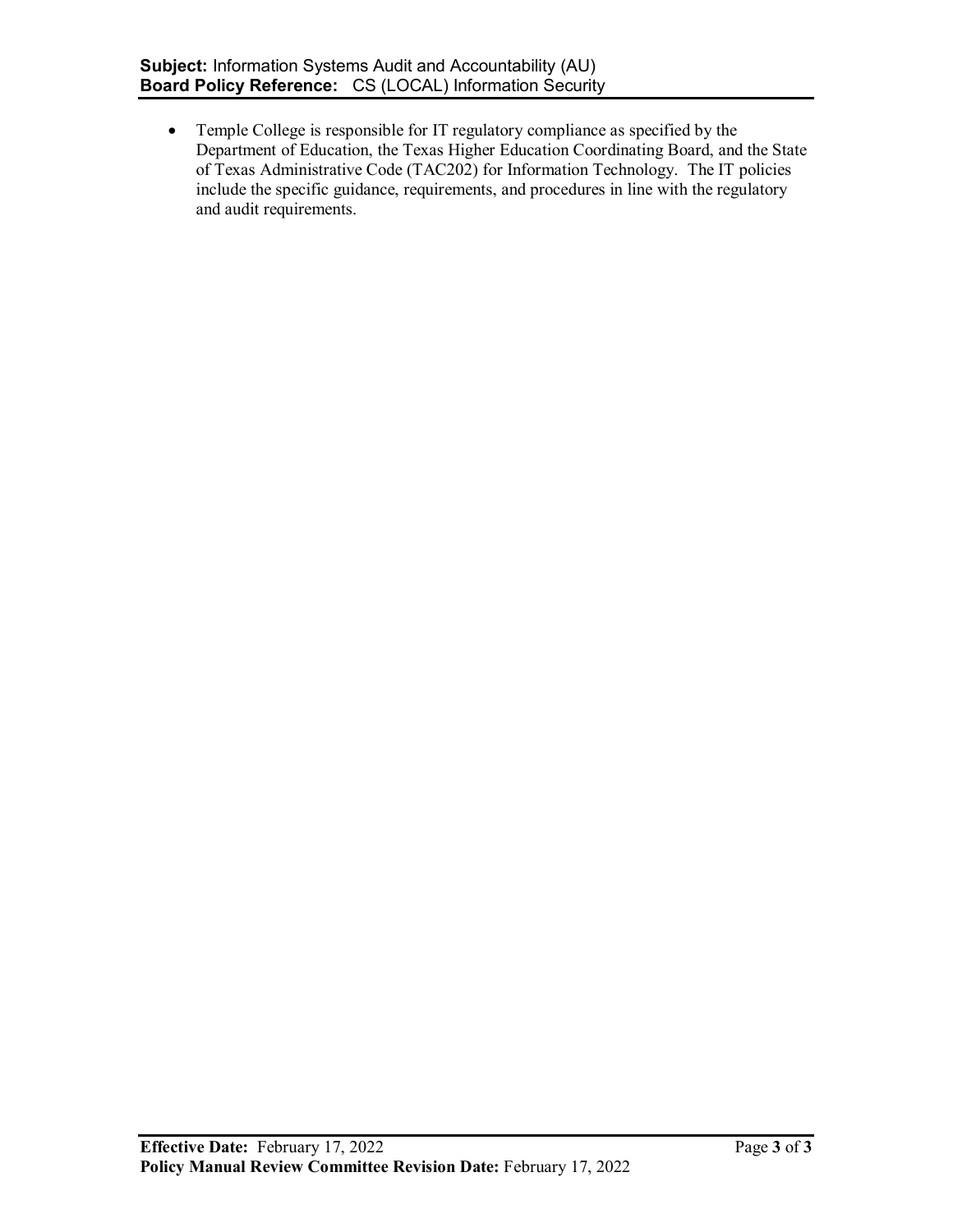- Temple College is responsible for IT regulatory compliance as specified by the Department of Education, the Texas Higher Education Coordinating Board, and the State of Texas Administrative Code (TAC202) for Information Technology. The IT policies include the specific guidance, requirements, and procedures in line with the regulatory and audit requirements.